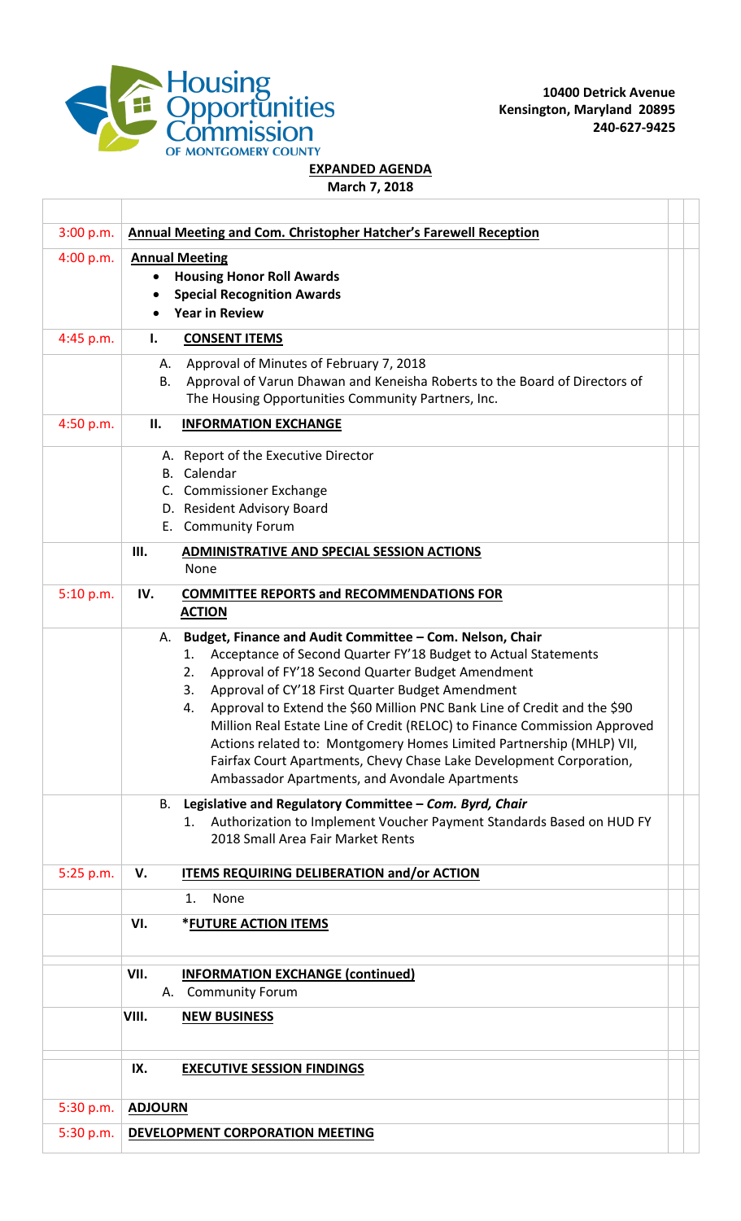Housing Opportunities Commission OF MONTGOMERY COUNTY

**10400 Detrick Avenue**
**Kensington, Maryland 20895**
**240-627-9425**

**EXPANDED AGENDA**
**March 7, 2018**

| Time | Item |
|---|---|
| 3:00 p.m. | **Annual Meeting and Com. Christopher Hatcher's Farewell Reception** |
| 4:00 p.m. | **Annual Meeting**<br>• **Housing Honor Roll Awards**<br>• **Special Recognition Awards**<br>• **Year in Review** |
| 4:45 p.m. | **I. CONSENT ITEMS** |
| | A. Approval of Minutes of February 7, 2018<br>B. Approval of Varun Dhawan and Keneisha Roberts to the Board of Directors of The Housing Opportunities Community Partners, Inc. |
| 4:50 p.m. | **II. INFORMATION EXCHANGE** |
| | A. Report of the Executive Director<br>B. Calendar<br>C. Commissioner Exchange<br>D. Resident Advisory Board<br>E. Community Forum |
| | **III. ADMINISTRATIVE AND SPECIAL SESSION ACTIONS**<br>None |
| 5:10 p.m. | **IV. COMMITTEE REPORTS and RECOMMENDATIONS FOR ACTION** |
| | **A. Budget, Finance and Audit Committee – Com. Nelson, Chair**<br>1. Acceptance of Second Quarter FY'18 Budget to Actual Statements<br>2. Approval of FY'18 Second Quarter Budget Amendment<br>3. Approval of CY'18 First Quarter Budget Amendment<br>4. Approval to Extend the $60 Million PNC Bank Line of Credit and the $90 Million Real Estate Line of Credit (RELOC) to Finance Commission Approved Actions related to: Montgomery Homes Limited Partnership (MHLP) VII, Fairfax Court Apartments, Chevy Chase Lake Development Corporation, Ambassador Apartments, and Avondale Apartments |
| | **B. Legislative and Regulatory Committee – *Com. Byrd, Chair***<br>1. Authorization to Implement Voucher Payment Standards Based on HUD FY 2018 Small Area Fair Market Rents |
| 5:25 p.m. | **V. ITEMS REQUIRING DELIBERATION and/or ACTION** |
| | 1. None |
| | **VI. \*FUTURE ACTION ITEMS** |
| | **VII. INFORMATION EXCHANGE (continued)**<br>A. Community Forum |
| | **VIII. NEW BUSINESS** |
| | **IX. EXECUTIVE SESSION FINDINGS** |
| 5:30 p.m. | **ADJOURN** |
| 5:30 p.m. | **DEVELOPMENT CORPORATION MEETING** |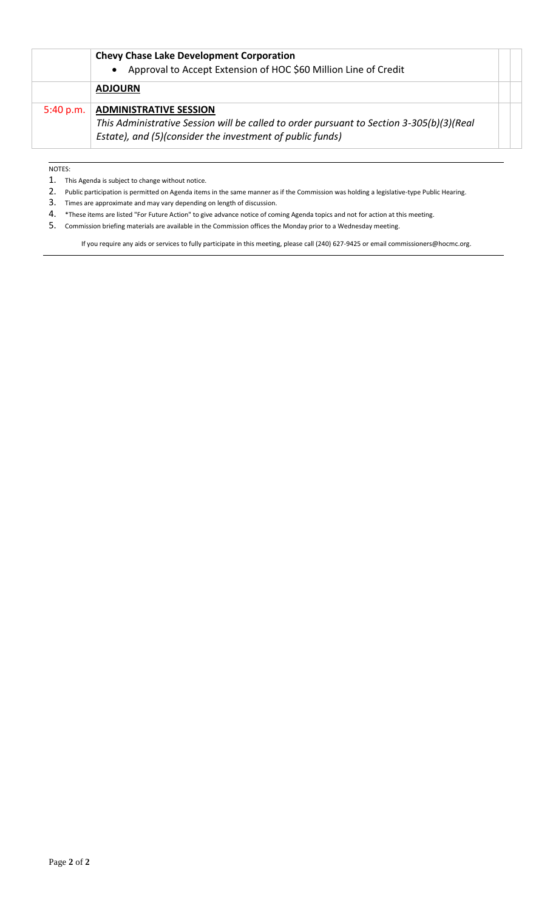| | | | |
|---|---|---|---|
| | **Chevy Chase Lake Development Corporation**<br>• Approval to Accept Extension of HOC $60 Million Line of Credit | | |
| | **ADJOURN** | | |
| 5:40 p.m. | **ADMINISTRATIVE SESSION**<br>*This Administrative Session will be called to order pursuant to Section 3-305(b)(3)(Real Estate), and (5)(consider the investment of public funds)* | | |

NOTES:

1. This Agenda is subject to change without notice.
2. Public participation is permitted on Agenda items in the same manner as if the Commission was holding a legislative-type Public Hearing.
3. Times are approximate and may vary depending on length of discussion.
4. *These items are listed "For Future Action" to give advance notice of coming Agenda topics and not for action at this meeting.
5. Commission briefing materials are available in the Commission offices the Monday prior to a Wednesday meeting.

If you require any aids or services to fully participate in this meeting, please call (240) 627-9425 or email commissioners@hocmc.org.